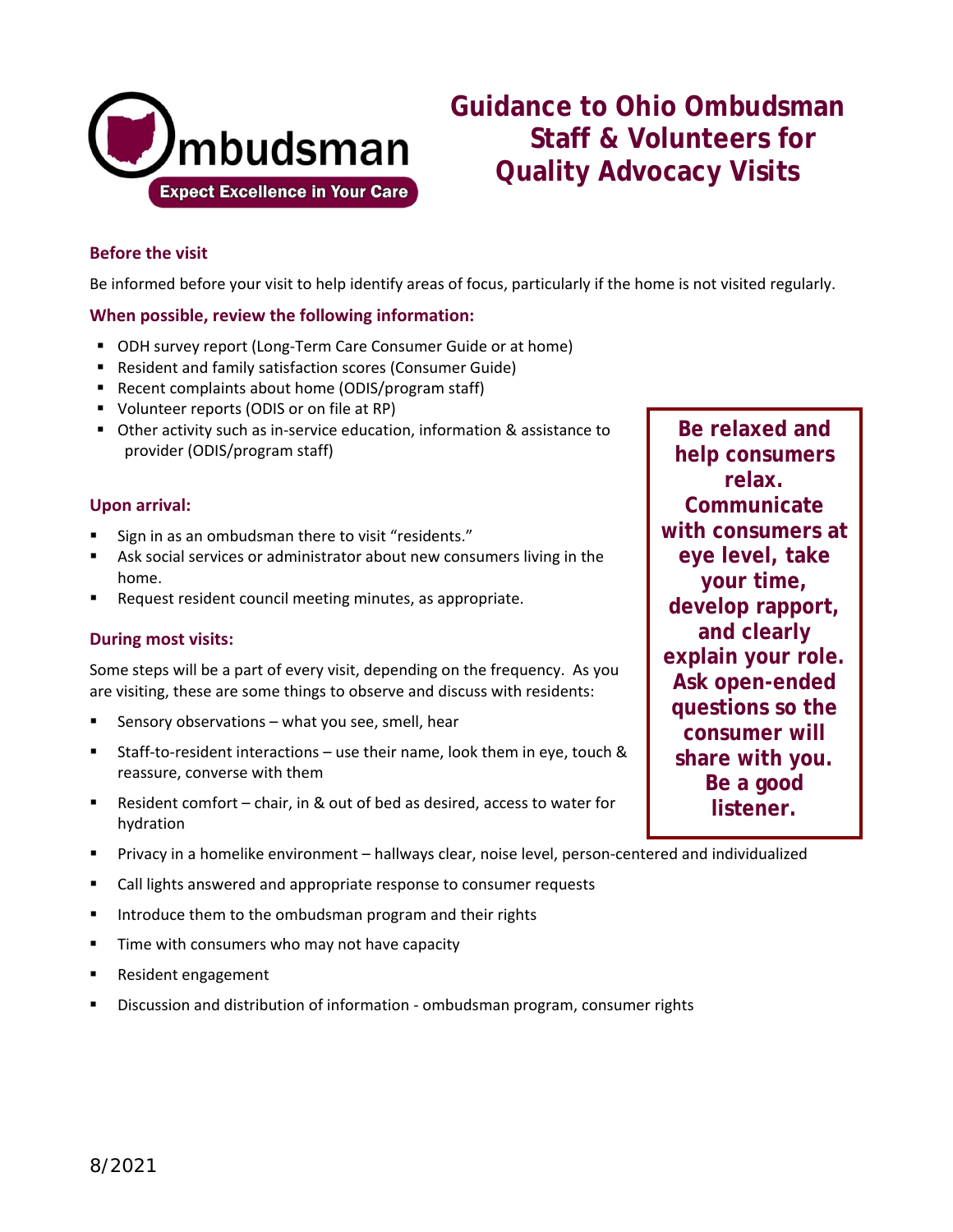Ombudsman

Expect Excellence in Your Care

# Guidance to Ohio Ombudsman Staff & Volunteers for Quality Advocacy Visits

### Before the visit

Be informed before your visit to help identify areas of focus, particularly if the home is not visited regularly.

### When possible, review the following information:

- ODH survey report (Long-Term Care Consumer Guide or at home)
- Resident and family satisfaction scores (Consumer Guide)
- Recent complaints about home (ODIS/program staff)
- Volunteer reports (ODIS or on file at RP)
- Other activity such as in-service education, information & assistance to provider (ODIS/program staff)

### Upon arrival:

- Sign in as an ombudsman there to visit "residents."
- Ask social services or administrator about new consumers living in the home.
- Request resident council meeting minutes, as appropriate.

### During most visits:

Some steps will be a part of every visit, depending on the frequency. As you are visiting, these are some things to observe and discuss with residents:

- Sensory observations – what you see, smell, hear
- Staff-to-resident interactions – use their name, look them in eye, touch & reassure, converse with them
- Resident comfort – chair, in & out of bed as desired, access to water for hydration
- Privacy in a homelike environment – hallways clear, noise level, person-centered and individualized
- Call lights answered and appropriate response to consumer requests
- Introduce them to the ombudsman program and their rights
- Time with consumers who may not have capacity
- Resident engagement
- Discussion and distribution of information - ombudsman program, consumer rights

**Be relaxed and help consumers relax. Communicate with consumers at eye level, take your time, develop rapport, and clearly explain your role. Ask open-ended questions so the consumer will share with you. Be a good listener.**

8/2021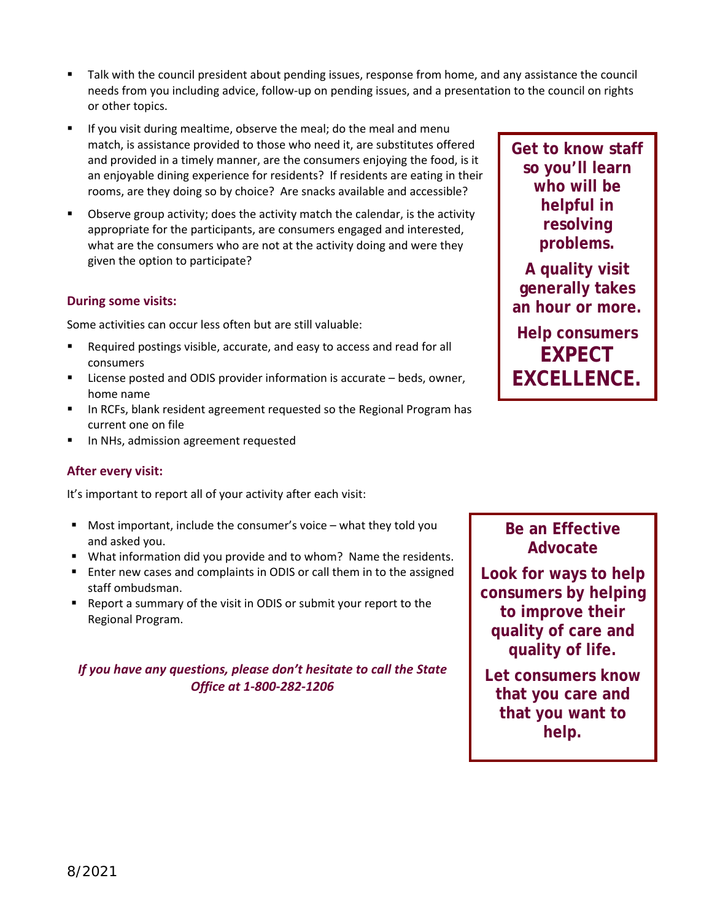- Talk with the council president about pending issues, response from home, and any assistance the council needs from you including advice, follow-up on pending issues, and a presentation to the council on rights or other topics.
- If you visit during mealtime, observe the meal; do the meal and menu match, is assistance provided to those who need it, are substitutes offered and provided in a timely manner, are the consumers enjoying the food, is it an enjoyable dining experience for residents? If residents are eating in their rooms, are they doing so by choice? Are snacks available and accessible?
- Observe group activity; does the activity match the calendar, is the activity appropriate for the participants, are consumers engaged and interested, what are the consumers who are not at the activity doing and were they given the option to participate?

**Get to know staff so you'll learn who will be helpful in resolving problems.**

**A quality visit generally takes an hour or more.**

**Help consumers EXPECT EXCELLENCE.**

### During some visits:

Some activities can occur less often but are still valuable:

- Required postings visible, accurate, and easy to access and read for all consumers
- License posted and ODIS provider information is accurate – beds, owner, home name
- In RCFs, blank resident agreement requested so the Regional Program has current one on file
- In NHs, admission agreement requested

### After every visit:

It's important to report all of your activity after each visit:

- Most important, include the consumer's voice – what they told you and asked you.
- What information did you provide and to whom? Name the residents.
- Enter new cases and complaints in ODIS or call them in to the assigned staff ombudsman.
- Report a summary of the visit in ODIS or submit your report to the Regional Program.

**Be an Effective Advocate**

**Look for ways to help consumers by helping to improve their quality of care and quality of life.**

**Let consumers know that you care and that you want to help.**

***If you have any questions, please don't hesitate to call the State Office at 1-800-282-1206***

8/2021